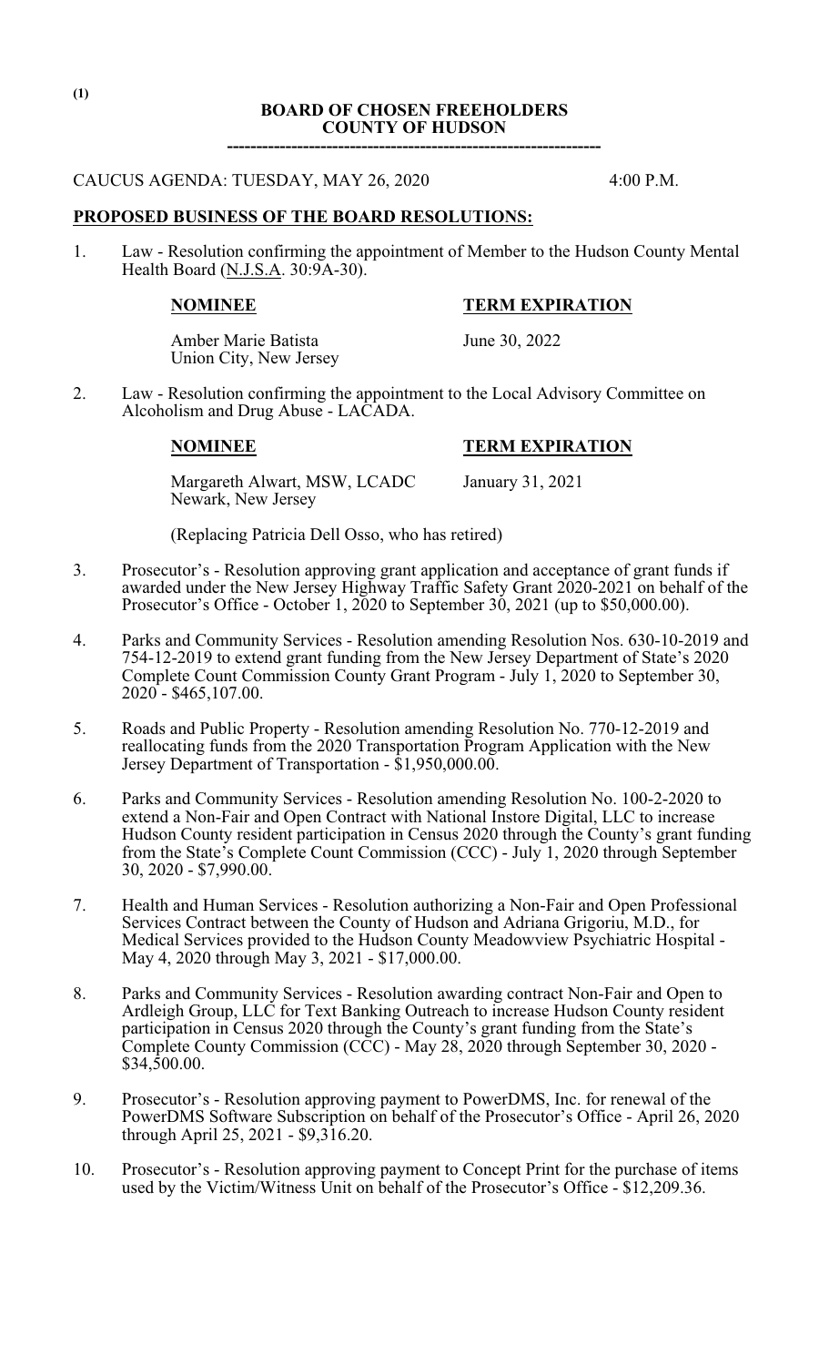(1)

# BOARD OF CHOSEN FREEHOLDERS
# COUNTY OF HUDSON

---

CAUCUS AGENDA: TUESDAY, MAY 26, 2020 4:00 P.M.

## PROPOSED BUSINESS OF THE BOARD RESOLUTIONS:

1. Law - Resolution confirming the appointment of Member to the Hudson County Mental Health Board (N.J.S.A. 30:9A-30).

| NOMINEE | TERM EXPIRATION |
| --- | --- |
| Amber Marie Batista<br>Union City, New Jersey | June 30, 2022 |

2. Law - Resolution confirming the appointment to the Local Advisory Committee on Alcoholism and Drug Abuse - LACADA.

| NOMINEE | TERM EXPIRATION |
| --- | --- |
| Margareth Alwart, MSW, LCADC<br>Newark, New Jersey | January 31, 2021 |

   (Replacing Patricia Dell Osso, who has retired)

3. Prosecutor's - Resolution approving grant application and acceptance of grant funds if awarded under the New Jersey Highway Traffic Safety Grant 2020-2021 on behalf of the Prosecutor's Office - October 1, 2020 to September 30, 2021 (up to $50,000.00).

4. Parks and Community Services - Resolution amending Resolution Nos. 630-10-2019 and 754-12-2019 to extend grant funding from the New Jersey Department of State's 2020 Complete Count Commission County Grant Program - July 1, 2020 to September 30, 2020 - $465,107.00.

5. Roads and Public Property - Resolution amending Resolution No. 770-12-2019 and reallocating funds from the 2020 Transportation Program Application with the New Jersey Department of Transportation - $1,950,000.00.

6. Parks and Community Services - Resolution amending Resolution No. 100-2-2020 to extend a Non-Fair and Open Contract with National Instore Digital, LLC to increase Hudson County resident participation in Census 2020 through the County's grant funding from the State's Complete Count Commission (CCC) - July 1, 2020 through September 30, 2020 - $7,990.00.

7. Health and Human Services - Resolution authorizing a Non-Fair and Open Professional Services Contract between the County of Hudson and Adriana Grigoriu, M.D., for Medical Services provided to the Hudson County Meadowview Psychiatric Hospital - May 4, 2020 through May 3, 2021 - $17,000.00.

8. Parks and Community Services - Resolution awarding contract Non-Fair and Open to Ardleigh Group, LLC for Text Banking Outreach to increase Hudson County resident participation in Census 2020 through the County's grant funding from the State's Complete County Commission (CCC) - May 28, 2020 through September 30, 2020 - $34,500.00.

9. Prosecutor's - Resolution approving payment to PowerDMS, Inc. for renewal of the PowerDMS Software Subscription on behalf of the Prosecutor's Office - April 26, 2020 through April 25, 2021 - $9,316.20.

10. Prosecutor's - Resolution approving payment to Concept Print for the purchase of items used by the Victim/Witness Unit on behalf of the Prosecutor's Office - $12,209.36.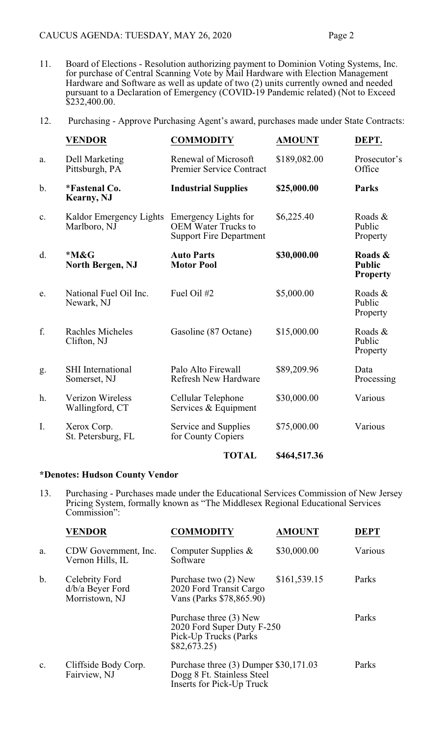11. Board of Elections - Resolution authorizing payment to Dominion Voting Systems, Inc. for purchase of Central Scanning Vote by Mail Hardware with Election Management Hardware and Software as well as update of two (2) units currently owned and needed pursuant to a Declaration of Emergency (COVID-19 Pandemic related) (Not to Exceed $232,400.00.

12. Purchasing - Approve Purchasing Agent's award, purchases made under State Contracts:

| | **VENDOR** | **COMMODITY** | **AMOUNT** | **DEPT.** |
|---|---|---|---|---|
| a. | Dell Marketing<br>Pittsburgh, PA | Renewal of Microsoft Premier Service Contract | $189,082.00 | Prosecutor's Office |
| b. | ***Fastenal Co.<br>Kearny, NJ** | **Industrial Supplies** | **$25,000.00** | **Parks** |
| c. | Kaldor Emergency Lights<br>Marlboro, NJ | Emergency Lights for OEM Water Trucks to Support Fire Department | $6,225.40 | Roads & Public Property |
| d. | ***M&G<br>North Bergen, NJ** | **Auto Parts<br>Motor Pool** | **$30,000.00** | **Roads & Public Property** |
| e. | National Fuel Oil Inc.<br>Newark, NJ | Fuel Oil #2 | $5,000.00 | Roads & Public Property |
| f. | Rachles Micheles<br>Clifton, NJ | Gasoline (87 Octane) | $15,000.00 | Roads & Public Property |
| g. | SHI International<br>Somerset, NJ | Palo Alto Firewall Refresh New Hardware | $89,209.96 | Data Processing |
| h. | Verizon Wireless<br>Wallingford, CT | Cellular Telephone Services & Equipment | $30,000.00 | Various |
| I. | Xerox Corp.<br>St. Petersburg, FL | Service and Supplies for County Copiers | $75,000.00 | Various |
| | | **TOTAL** | **$464,517.36** | |

**\*Denotes: Hudson County Vendor**

13. Purchasing - Purchases made under the Educational Services Commission of New Jersey Pricing System, formally known as "The Middlesex Regional Educational Services Commission":

| | **VENDOR** | **COMMODITY** | **AMOUNT** | **DEPT** |
|---|---|---|---|---|
| a. | CDW Government, Inc.<br>Vernon Hills, IL | Computer Supplies & Software | $30,000.00 | Various |
| b. | Celebrity Ford<br>d/b/a Beyer Ford<br>Morristown, NJ | Purchase two (2) New 2020 Ford Transit Cargo Vans (Parks $78,865.90) | $161,539.15 | Parks |
| | | Purchase three (3) New 2020 Ford Super Duty F-250 Pick-Up Trucks (Parks $82,673.25) | | Parks |
| c. | Cliffside Body Corp.<br>Fairview, NJ | Purchase three (3) Dumper Dogg 8 Ft. Stainless Steel Inserts for Pick-Up Truck | $30,171.03 | Parks |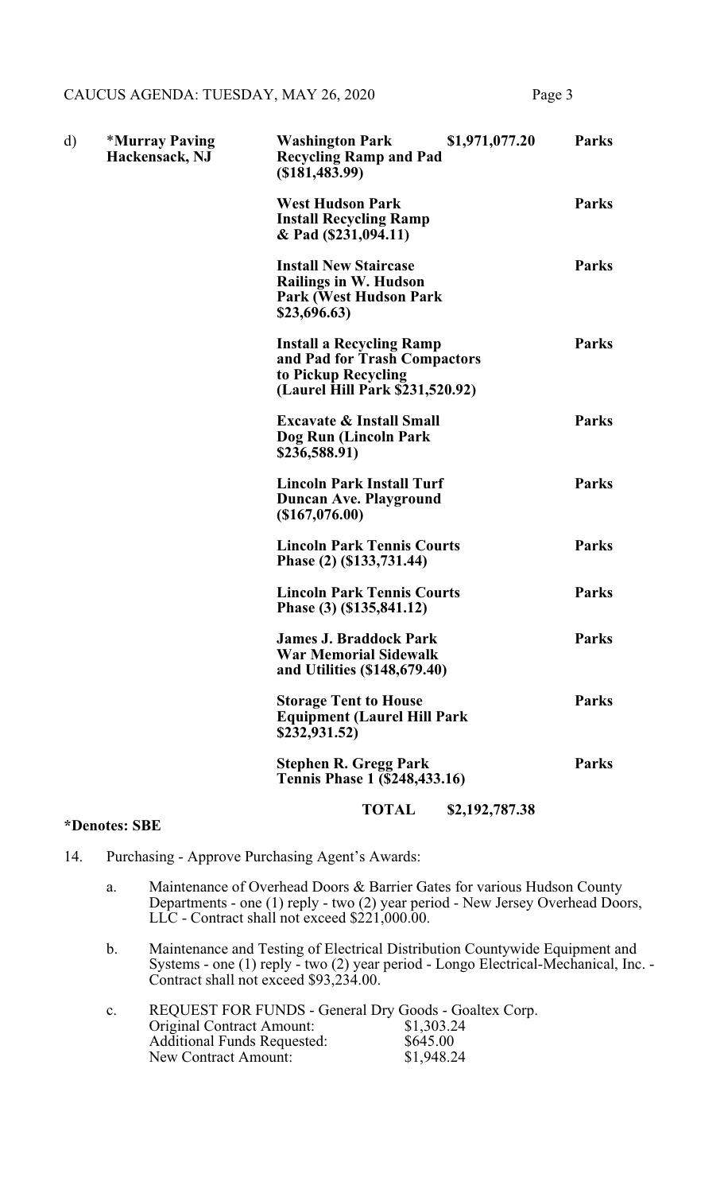| d) | *Murray Paving Hackensack, NJ | Washington Park Recycling Ramp and Pad ($181,483.99) | $1,971,077.20 | Parks |
|---|---|---|---|---|
| | | West Hudson Park Install Recycling Ramp & Pad ($231,094.11) | | Parks |
| | | Install New Staircase Railings in W. Hudson Park (West Hudson Park $23,696.63) | | Parks |
| | | Install a Recycling Ramp and Pad for Trash Compactors to Pickup Recycling (Laurel Hill Park $231,520.92) | | Parks |
| | | Excavate & Install Small Dog Run (Lincoln Park $236,588.91) | | Parks |
| | | Lincoln Park Install Turf Duncan Ave. Playground ($167,076.00) | | Parks |
| | | Lincoln Park Tennis Courts Phase (2) ($133,731.44) | | Parks |
| | | Lincoln Park Tennis Courts Phase (3) ($135,841.12) | | Parks |
| | | James J. Braddock Park War Memorial Sidewalk and Utilities ($148,679.40) | | Parks |
| | | Storage Tent to House Equipment (Laurel Hill Park $232,931.52) | | Parks |
| | | Stephen R. Gregg Park Tennis Phase 1 ($248,433.16) | | Parks |
| | | **TOTAL** | **$2,192,787.38** | |

***Denotes: SBE**

14. Purchasing - Approve Purchasing Agent's Awards:

    a. Maintenance of Overhead Doors & Barrier Gates for various Hudson County Departments - one (1) reply - two (2) year period - New Jersey Overhead Doors, LLC - Contract shall not exceed $221,000.00.

    b. Maintenance and Testing of Electrical Distribution Countywide Equipment and Systems - one (1) reply - two (2) year period - Longo Electrical-Mechanical, Inc. - Contract shall not exceed $93,234.00.

    c. REQUEST FOR FUNDS - General Dry Goods - Goaltex Corp.
       Original Contract Amount: $1,303.24
       Additional Funds Requested: $645.00
       New Contract Amount: $1,948.24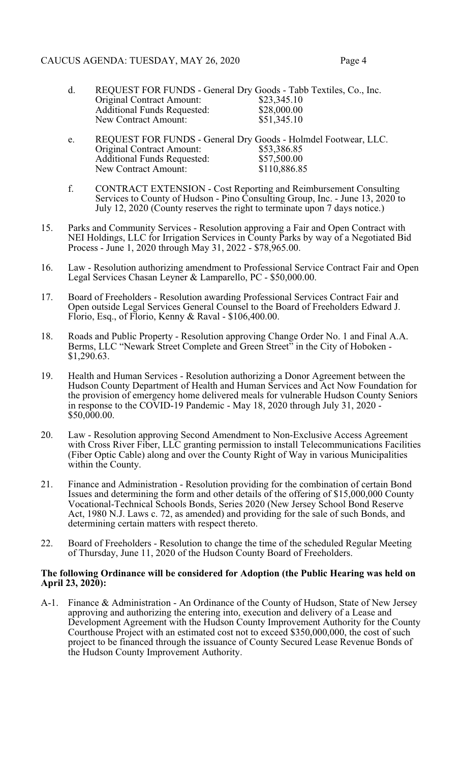d. REQUEST FOR FUNDS - General Dry Goods - Tabb Textiles, Co., Inc.
   Original Contract Amount: $23,345.10
   Additional Funds Requested: $28,000.00
   New Contract Amount: $51,345.10

e. REQUEST FOR FUNDS - General Dry Goods - Holmdel Footwear, LLC.
   Original Contract Amount: $53,386.85
   Additional Funds Requested: $57,500.00
   New Contract Amount: $110,886.85

f. CONTRACT EXTENSION - Cost Reporting and Reimbursement Consulting Services to County of Hudson - Pino Consulting Group, Inc. - June 13, 2020 to July 12, 2020 (County reserves the right to terminate upon 7 days notice.)

15. Parks and Community Services - Resolution approving a Fair and Open Contract with NEI Holdings, LLC for Irrigation Services in County Parks by way of a Negotiated Bid Process - June 1, 2020 through May 31, 2022 - $78,965.00.

16. Law - Resolution authorizing amendment to Professional Service Contract Fair and Open Legal Services Chasan Leyner & Lamparello, PC - $50,000.00.

17. Board of Freeholders - Resolution awarding Professional Services Contract Fair and Open outside Legal Services General Counsel to the Board of Freeholders Edward J. Florio, Esq., of Florio, Kenny & Raval - $106,400.00.

18. Roads and Public Property - Resolution approving Change Order No. 1 and Final A.A. Berms, LLC "Newark Street Complete and Green Street" in the City of Hoboken - $1,290.63.

19. Health and Human Services - Resolution authorizing a Donor Agreement between the Hudson County Department of Health and Human Services and Act Now Foundation for the provision of emergency home delivered meals for vulnerable Hudson County Seniors in response to the COVID-19 Pandemic - May 18, 2020 through July 31, 2020 - $50,000.00.

20. Law - Resolution approving Second Amendment to Non-Exclusive Access Agreement with Cross River Fiber, LLC granting permission to install Telecommunications Facilities (Fiber Optic Cable) along and over the County Right of Way in various Municipalities within the County.

21. Finance and Administration - Resolution providing for the combination of certain Bond Issues and determining the form and other details of the offering of $15,000,000 County Vocational-Technical Schools Bonds, Series 2020 (New Jersey School Bond Reserve Act, 1980 N.J. Laws c. 72, as amended) and providing for the sale of such Bonds, and determining certain matters with respect thereto.

22. Board of Freeholders - Resolution to change the time of the scheduled Regular Meeting of Thursday, June 11, 2020 of the Hudson County Board of Freeholders.

**The following Ordinance will be considered for Adoption (the Public Hearing was held on April 23, 2020):**

A-1. Finance & Administration - An Ordinance of the County of Hudson, State of New Jersey approving and authorizing the entering into, execution and delivery of a Lease and Development Agreement with the Hudson County Improvement Authority for the County Courthouse Project with an estimated cost not to exceed $350,000,000, the cost of such project to be financed through the issuance of County Secured Lease Revenue Bonds of the Hudson County Improvement Authority.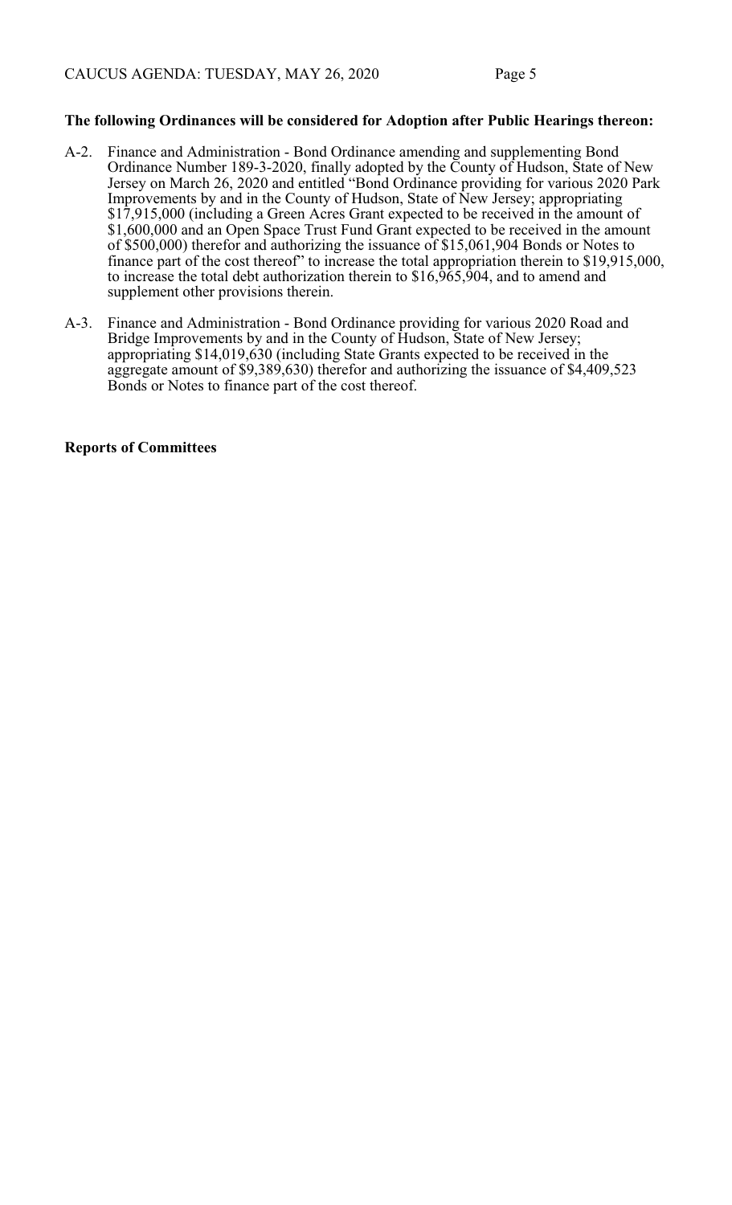**The following Ordinances will be considered for Adoption after Public Hearings thereon:**

A-2. Finance and Administration - Bond Ordinance amending and supplementing Bond Ordinance Number 189-3-2020, finally adopted by the County of Hudson, State of New Jersey on March 26, 2020 and entitled "Bond Ordinance providing for various 2020 Park Improvements by and in the County of Hudson, State of New Jersey; appropriating $17,915,000 (including a Green Acres Grant expected to be received in the amount of $1,600,000 and an Open Space Trust Fund Grant expected to be received in the amount of $500,000) therefor and authorizing the issuance of $15,061,904 Bonds or Notes to finance part of the cost thereof" to increase the total appropriation therein to $19,915,000, to increase the total debt authorization therein to $16,965,904, and to amend and supplement other provisions therein.

A-3. Finance and Administration - Bond Ordinance providing for various 2020 Road and Bridge Improvements by and in the County of Hudson, State of New Jersey; appropriating $14,019,630 (including State Grants expected to be received in the aggregate amount of $9,389,630) therefor and authorizing the issuance of $4,409,523 Bonds or Notes to finance part of the cost thereof.

**Reports of Committees**